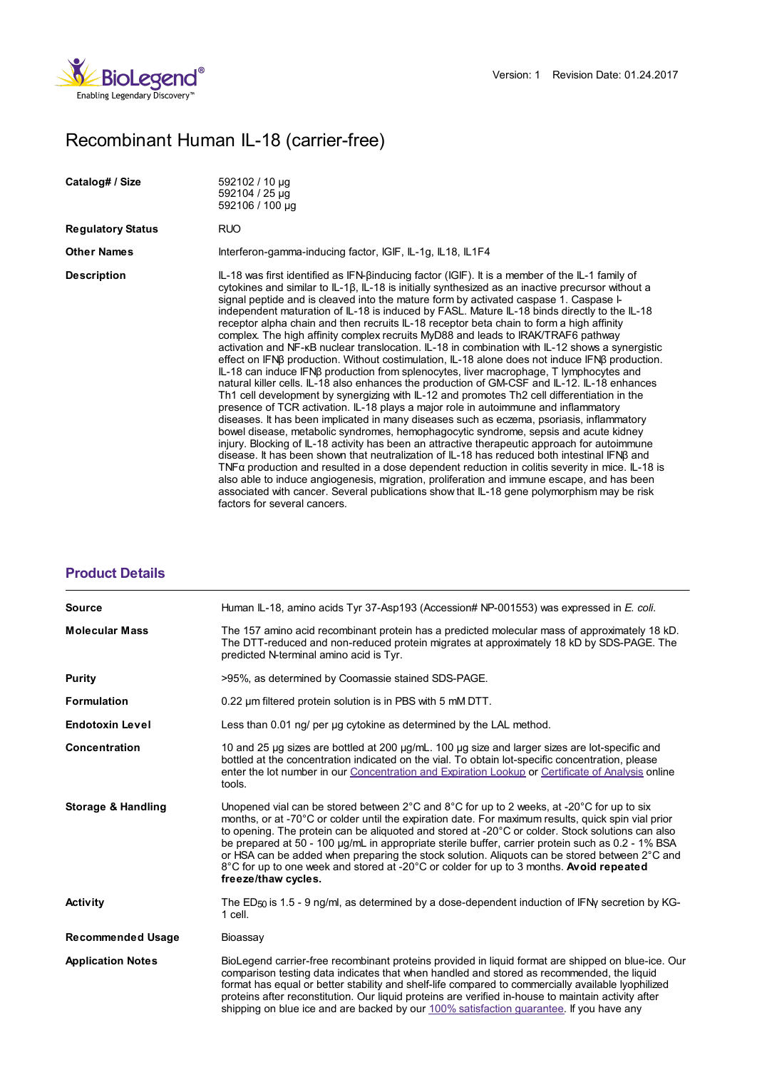Version: 1 Revision Date: 01.24.2017

# Recombinant Human IL-18 (carrier-free)

| | |
|---|---|
| **Catalog# / Size** | 592102 / 10 µg<br>592104 / 25 µg<br>592106 / 100 µg |
| **Regulatory Status** | RUO |
| **Other Names** | Interferon-gamma-inducing factor, IGIF, IL-1g, IL18, IL1F4 |
| **Description** | IL-18 was first identified as IFN-βinducing factor (IGIF). It is a member of the IL-1 family of cytokines and similar to IL-1β, IL-18 is initially synthesized as an inactive precursor without a signal peptide and is cleaved into the mature form by activated caspase 1. Caspase I-independent maturation of IL-18 is induced by FASL. Mature IL-18 binds directly to the IL-18 receptor alpha chain and then recruits IL-18 receptor beta chain to form a high affinity complex. The high affinity complex recruits MyD88 and leads to IRAK/TRAF6 pathway activation and NF-κB nuclear translocation. IL-18 in combination with IL-12 shows a synergistic effect on IFNβ production. Without costimulation, IL-18 alone does not induce IFNβ production. IL-18 can induce IFNβ production from splenocytes, liver macrophage, T lymphocytes and natural killer cells. IL-18 also enhances the production of GM-CSF and IL-12. IL-18 enhances Th1 cell development by synergizing with IL-12 and promotes Th2 cell differentiation in the presence of TCR activation. IL-18 plays a major role in autoimmune and inflammatory diseases. It has been implicated in many diseases such as eczema, psoriasis, inflammatory bowel disease, metabolic syndromes, hemophagocytic syndrome, sepsis and acute kidney injury. Blocking of IL-18 activity has been an attractive therapeutic approach for autoimmune disease. It has been shown that neutralization of IL-18 has reduced both intestinal IFNβ and TNFα production and resulted in a dose dependent reduction in colitis severity in mice. IL-18 is also able to induce angiogenesis, migration, proliferation and immune escape, and has been associated with cancer. Several publications show that IL-18 gene polymorphism may be risk factors for several cancers. |

## Product Details

| | |
|---|---|
| **Source** | Human IL-18, amino acids Tyr 37-Asp193 (Accession# NP-001553) was expressed in *E. coli.* |
| **Molecular Mass** | The 157 amino acid recombinant protein has a predicted molecular mass of approximately 18 kD. The DTT-reduced and non-reduced protein migrates at approximately 18 kD by SDS-PAGE. The predicted N-terminal amino acid is Tyr. |
| **Purity** | >95%, as determined by Coomassie stained SDS-PAGE. |
| **Formulation** | 0.22 µm filtered protein solution is in PBS with 5 mM DTT. |
| **Endotoxin Level** | Less than 0.01 ng/ per µg cytokine as determined by the LAL method. |
| **Concentration** | 10 and 25 µg sizes are bottled at 200 µg/mL. 100 µg size and larger sizes are lot-specific and bottled at the concentration indicated on the vial. To obtain lot-specific concentration, please enter the lot number in our Concentration and Expiration Lookup or Certificate of Analysis online tools. |
| **Storage & Handling** | Unopened vial can be stored between 2°C and 8°C for up to 2 weeks, at -20°C for up to six months, or at -70°C or colder until the expiration date. For maximum results, quick spin vial prior to opening. The protein can be aliquoted and stored at -20°C or colder. Stock solutions can also be prepared at 50 - 100 µg/mL in appropriate sterile buffer, carrier protein such as 0.2 - 1% BSA or HSA can be added when preparing the stock solution. Aliquots can be stored between 2°C and 8°C for up to one week and stored at -20°C or colder for up to 3 months. **Avoid repeated freeze/thaw cycles.** |
| **Activity** | The $ED_{50}$ is 1.5 - 9 ng/ml, as determined by a dose-dependent induction of IFNγ secretion by KG-1 cell. |
| **Recommended Usage** | Bioassay |
| **Application Notes** | BioLegend carrier-free recombinant proteins provided in liquid format are shipped on blue-ice. Our comparison testing data indicates that when handled and stored as recommended, the liquid format has equal or better stability and shelf-life compared to commercially available lyophilized proteins after reconstitution. Our liquid proteins are verified in-house to maintain activity after shipping on blue ice and are backed by our 100% satisfaction guarantee. If you have any |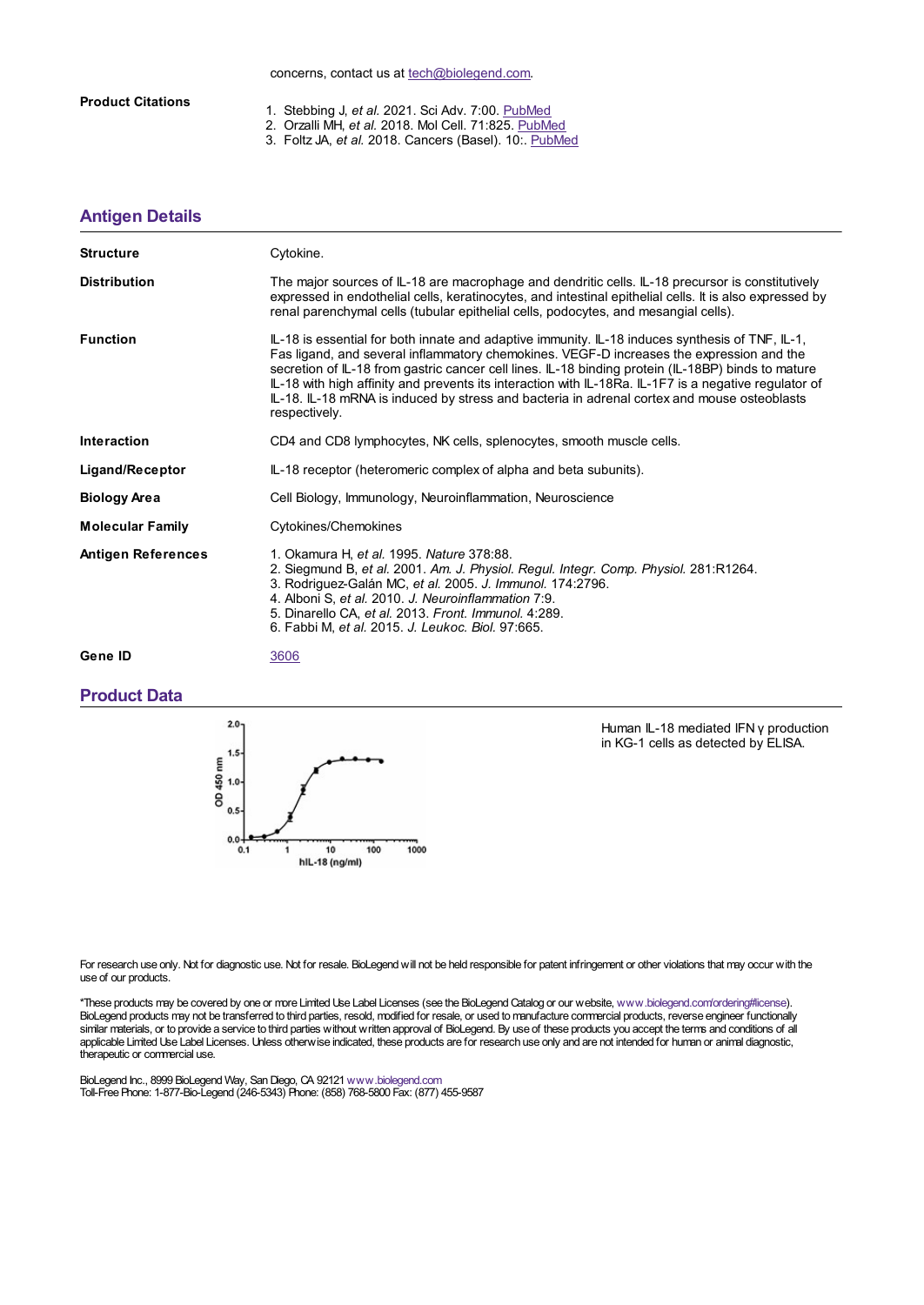concerns, contact us at tech@biolegend.com.

**Product Citations**

1. Stebbing J, *et al.* 2021. Sci Adv. 7:00. PubMed
2. Orzalli MH, *et al.* 2018. Mol Cell. 71:825. PubMed
3. Foltz JA, *et al.* 2018. Cancers (Basel). 10:. PubMed

## Antigen Details

**Structure**

Cytokine.

**Distribution**

The major sources of IL-18 are macrophage and dendritic cells. IL-18 precursor is constitutively expressed in endothelial cells, keratinocytes, and intestinal epithelial cells. It is also expressed by renal parenchymal cells (tubular epithelial cells, podocytes, and mesangial cells).

**Function**

IL-18 is essential for both innate and adaptive immunity. IL-18 induces synthesis of TNF, IL-1, Fas ligand, and several inflammatory chemokines. VEGF-D increases the expression and the secretion of IL-18 from gastric cancer cell lines. IL-18 binding protein (IL-18BP) binds to mature IL-18 with high affinity and prevents its interaction with IL-18Ra. IL-1F7 is a negative regulator of IL-18. IL-18 mRNA is induced by stress and bacteria in adrenal cortex and mouse osteoblasts respectively.

**Interaction**

CD4 and CD8 lymphocytes, NK cells, splenocytes, smooth muscle cells.

**Ligand/Receptor**

IL-18 receptor (heteromeric complex of alpha and beta subunits).

**Biology Area**

Cell Biology, Immunology, Neuroinflammation, Neuroscience

**Molecular Family**

Cytokines/Chemokines

**Antigen References**

1. Okamura H, *et al.* 1995. *Nature* 378:88.
2. Siegmund B, *et al.* 2001. *Am. J. Physiol. Regul. Integr. Comp. Physiol.* 281:R1264.
3. Rodriguez-Galán MC, *et al.* 2005. *J. Immunol.* 174:2796.
4. Alboni S, *et al.* 2010. *J. Neuroinflammation* 7:9.
5. Dinarello CA, *et al.* 2013. *Front. Immunol.* 4:289.
6. Fabbi M, *et al.* 2015. *J. Leukoc. Biol.* 97:665.

**Gene ID**

3606

## Product Data

OD 450 nm
2.0
1.5
1.0
0.5
0.0
0.1
1
10
100
1000
hIL-18 (ng/ml)

Human IL-18 mediated IFN γ production in KG-1 cells as detected by ELISA.

For research use only. Not for diagnostic use. Not for resale. BioLegend will not be held responsible for patent infringement or other violations that may occur with the use of our products.

*These products may be covered by one or more Limited Use Label Licenses (see the BioLegend Catalog or our website, www.biolegend.com/ordering#license). BioLegend products may not be transferred to third parties, resold, modified for resale, or used to manufacture commercial products, reverse engineer functionally similar materials, or to provide a service to third parties without written approval of BioLegend. By use of these products you accept the terms and conditions of all applicable Limited Use Label Licenses. Unless otherwise indicated, these products are for research use only and are not intended for human or animal diagnostic, therapeutic or commercial use.

BioLegend Inc., 8999 BioLegend Way, San Diego, CA 92121 www.biolegend.com
Toll-Free Phone: 1-877-Bio-Legend (246-5343) Phone: (858) 768-5800 Fax: (877) 455-9587